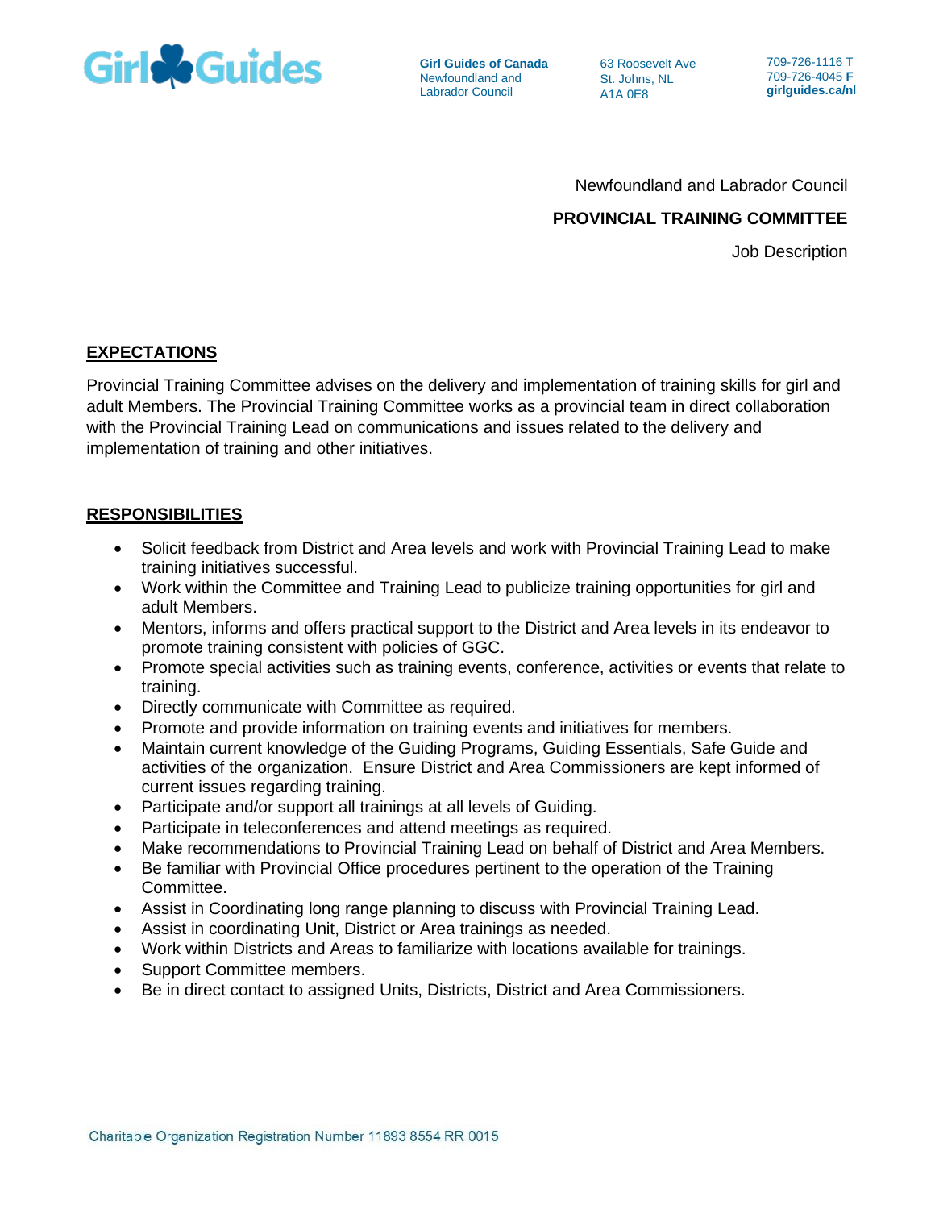Girl Guides

**Girl Guides of Canada**
Newfoundland and Labrador Council

63 Roosevelt Ave
St. Johns, NL
A1A 0E8

709-726-1116 T
709-726-4045 **F**
**girlguides.ca/nl**

Newfoundland and Labrador Council

**PROVINCIAL TRAINING COMMITTEE**

Job Description

## EXPECTATIONS

Provincial Training Committee advises on the delivery and implementation of training skills for girl and adult Members. The Provincial Training Committee works as a provincial team in direct collaboration with the Provincial Training Lead on communications and issues related to the delivery and implementation of training and other initiatives.

## RESPONSIBILITIES

- Solicit feedback from District and Area levels and work with Provincial Training Lead to make training initiatives successful.
- Work within the Committee and Training Lead to publicize training opportunities for girl and adult Members.
- Mentors, informs and offers practical support to the District and Area levels in its endeavor to promote training consistent with policies of GGC.
- Promote special activities such as training events, conference, activities or events that relate to training.
- Directly communicate with Committee as required.
- Promote and provide information on training events and initiatives for members.
- Maintain current knowledge of the Guiding Programs, Guiding Essentials, Safe Guide and activities of the organization. Ensure District and Area Commissioners are kept informed of current issues regarding training.
- Participate and/or support all trainings at all levels of Guiding.
- Participate in teleconferences and attend meetings as required.
- Make recommendations to Provincial Training Lead on behalf of District and Area Members.
- Be familiar with Provincial Office procedures pertinent to the operation of the Training Committee.
- Assist in Coordinating long range planning to discuss with Provincial Training Lead.
- Assist in coordinating Unit, District or Area trainings as needed.
- Work within Districts and Areas to familiarize with locations available for trainings.
- Support Committee members.
- Be in direct contact to assigned Units, Districts, District and Area Commissioners.

Charitable Organization Registration Number 11893 8554 RR 0015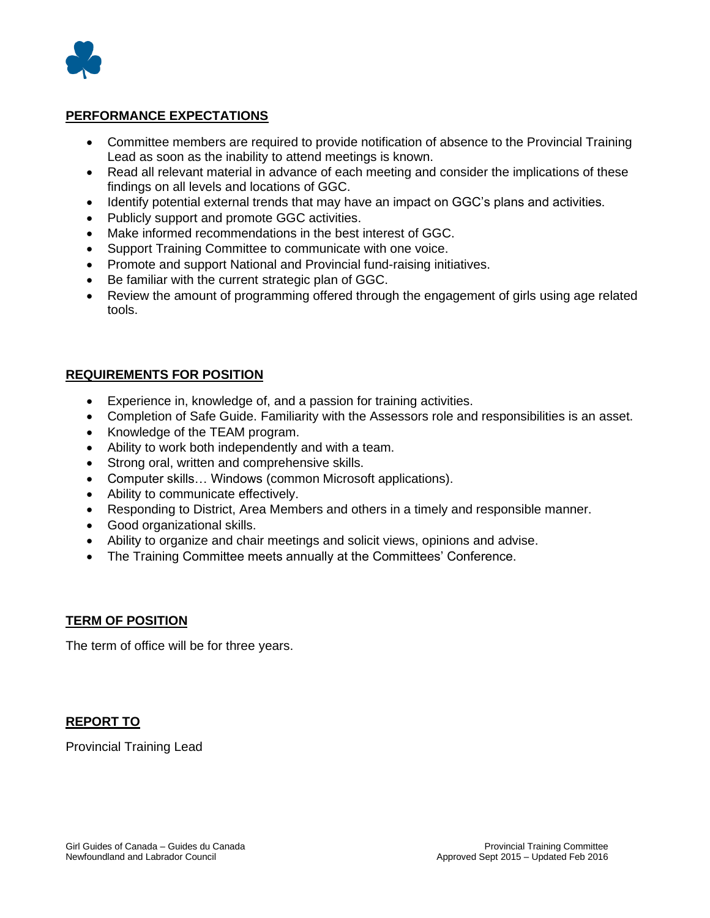## PERFORMANCE EXPECTATIONS

- Committee members are required to provide notification of absence to the Provincial Training Lead as soon as the inability to attend meetings is known.
- Read all relevant material in advance of each meeting and consider the implications of these findings on all levels and locations of GGC.
- Identify potential external trends that may have an impact on GGC's plans and activities.
- Publicly support and promote GGC activities.
- Make informed recommendations in the best interest of GGC.
- Support Training Committee to communicate with one voice.
- Promote and support National and Provincial fund-raising initiatives.
- Be familiar with the current strategic plan of GGC.
- Review the amount of programming offered through the engagement of girls using age related tools.

## REQUIREMENTS FOR POSITION

- Experience in, knowledge of, and a passion for training activities.
- Completion of Safe Guide. Familiarity with the Assessors role and responsibilities is an asset.
- Knowledge of the TEAM program.
- Ability to work both independently and with a team.
- Strong oral, written and comprehensive skills.
- Computer skills… Windows (common Microsoft applications).
- Ability to communicate effectively.
- Responding to District, Area Members and others in a timely and responsible manner.
- Good organizational skills.
- Ability to organize and chair meetings and solicit views, opinions and advise.
- The Training Committee meets annually at the Committees' Conference.

## TERM OF POSITION

The term of office will be for three years.

## REPORT TO

Provincial Training Lead